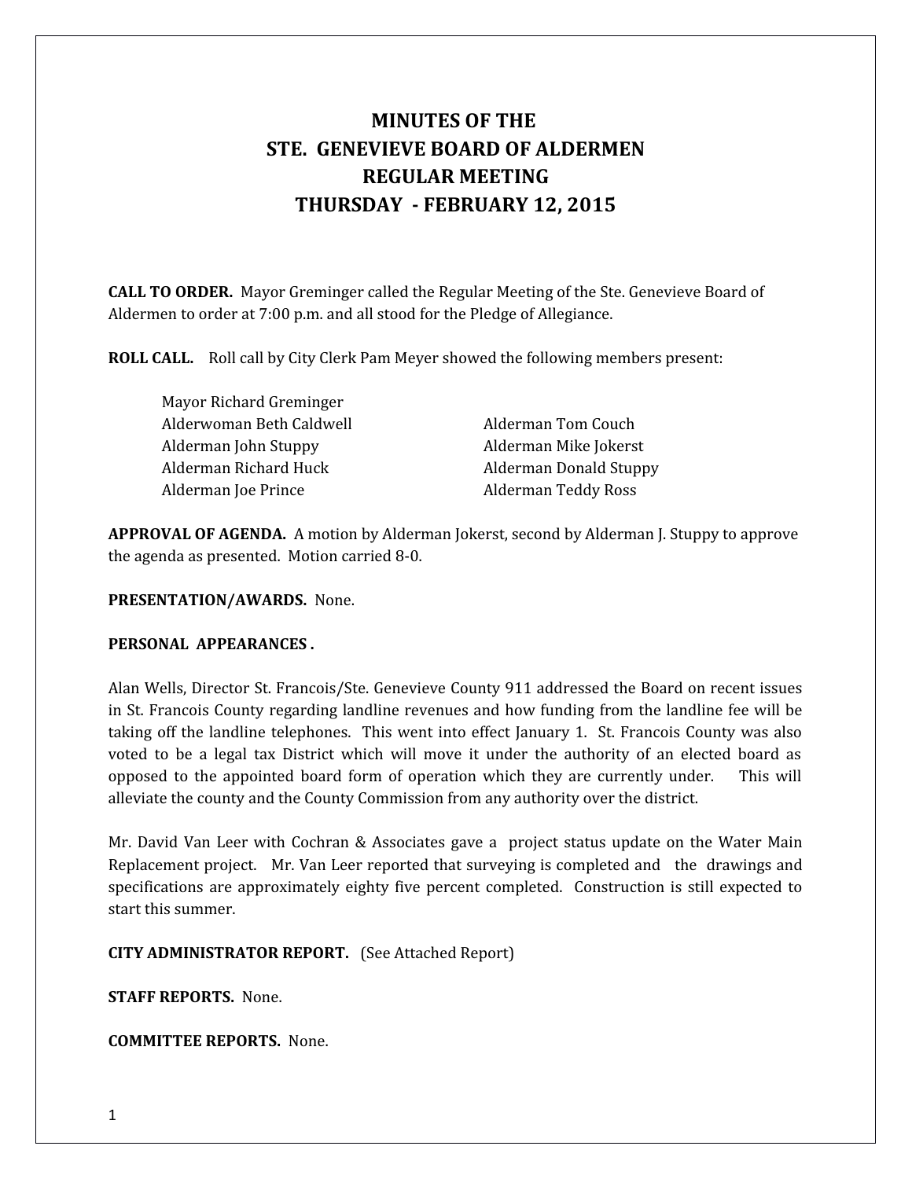# MINUTES OF THE
# STE. GENEVIEVE BOARD OF ALDERMEN
# REGULAR MEETING
# THURSDAY - FEBRUARY 12, 2015

**CALL TO ORDER.** Mayor Greminger called the Regular Meeting of the Ste. Genevieve Board of Aldermen to order at 7:00 p.m. and all stood for the Pledge of Allegiance.

**ROLL CALL.** Roll call by City Clerk Pam Meyer showed the following members present:

Mayor Richard Greminger
Alderwoman Beth Caldwell
Alderman John Stuppy
Alderman Richard Huck
Alderman Joe Prince
Alderman Tom Couch
Alderman Mike Jokerst
Alderman Donald Stuppy
Alderman Teddy Ross

**APPROVAL OF AGENDA.** A motion by Alderman Jokerst, second by Alderman J. Stuppy to approve the agenda as presented. Motion carried 8-0.

**PRESENTATION/AWARDS.** None.

**PERSONAL APPEARANCES .**

Alan Wells, Director St. Francois/Ste. Genevieve County 911 addressed the Board on recent issues in St. Francois County regarding landline revenues and how funding from the landline fee will be taking off the landline telephones. This went into effect January 1. St. Francois County was also voted to be a legal tax District which will move it under the authority of an elected board as opposed to the appointed board form of operation which they are currently under. This will alleviate the county and the County Commission from any authority over the district.

Mr. David Van Leer with Cochran & Associates gave a project status update on the Water Main Replacement project. Mr. Van Leer reported that surveying is completed and the drawings and specifications are approximately eighty five percent completed. Construction is still expected to start this summer.

**CITY ADMINISTRATOR REPORT.** (See Attached Report)

**STAFF REPORTS.** None.

**COMMITTEE REPORTS.** None.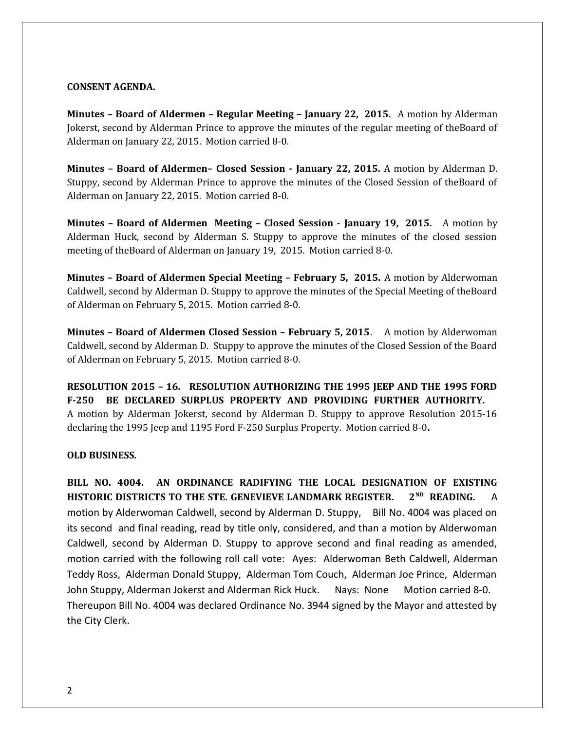**CONSENT AGENDA.**

**Minutes – Board of Aldermen – Regular Meeting – January 22, 2015.** A motion by Alderman Jokerst, second by Alderman Prince to approve the minutes of the regular meeting of theBoard of Alderman on January 22, 2015. Motion carried 8-0.

**Minutes – Board of Aldermen– Closed Session - January 22, 2015.** A motion by Alderman D. Stuppy, second by Alderman Prince to approve the minutes of the Closed Session of theBoard of Alderman on January 22, 2015. Motion carried 8-0.

**Minutes – Board of Aldermen Meeting – Closed Session - January 19, 2015.** A motion by Alderman Huck, second by Alderman S. Stuppy to approve the minutes of the closed session meeting of theBoard of Alderman on January 19, 2015. Motion carried 8-0.

**Minutes – Board of Aldermen Special Meeting – February 5, 2015.** A motion by Alderwoman Caldwell, second by Alderman D. Stuppy to approve the minutes of the Special Meeting of theBoard of Alderman on February 5, 2015. Motion carried 8-0.

**Minutes – Board of Aldermen Closed Session – February 5, 2015**. A motion by Alderwoman Caldwell, second by Alderman D. Stuppy to approve the minutes of the Closed Session of the Board of Alderman on February 5, 2015. Motion carried 8-0.

**RESOLUTION 2015 – 16. RESOLUTION AUTHORIZING THE 1995 JEEP AND THE 1995 FORD F-250 BE DECLARED SURPLUS PROPERTY AND PROVIDING FURTHER AUTHORITY.** A motion by Alderman Jokerst, second by Alderman D. Stuppy to approve Resolution 2015-16 declaring the 1995 Jeep and 1195 Ford F-250 Surplus Property. Motion carried 8-0**.**

**OLD BUSINESS.**

**BILL NO. 4004. AN ORDINANCE RADIFYING THE LOCAL DESIGNATION OF EXISTING HISTORIC DISTRICTS TO THE STE. GENEVIEVE LANDMARK REGISTER. 2ND READING.** A motion by Alderwoman Caldwell, second by Alderman D. Stuppy, Bill No. 4004 was placed on its second and final reading, read by title only, considered, and than a motion by Alderwoman Caldwell, second by Alderman D. Stuppy to approve second and final reading as amended, motion carried with the following roll call vote: Ayes: Alderwoman Beth Caldwell, Alderman Teddy Ross, Alderman Donald Stuppy, Alderman Tom Couch, Alderman Joe Prince, Alderman John Stuppy, Alderman Jokerst and Alderman Rick Huck. Nays: None Motion carried 8-0. Thereupon Bill No. 4004 was declared Ordinance No. 3944 signed by the Mayor and attested by the City Clerk.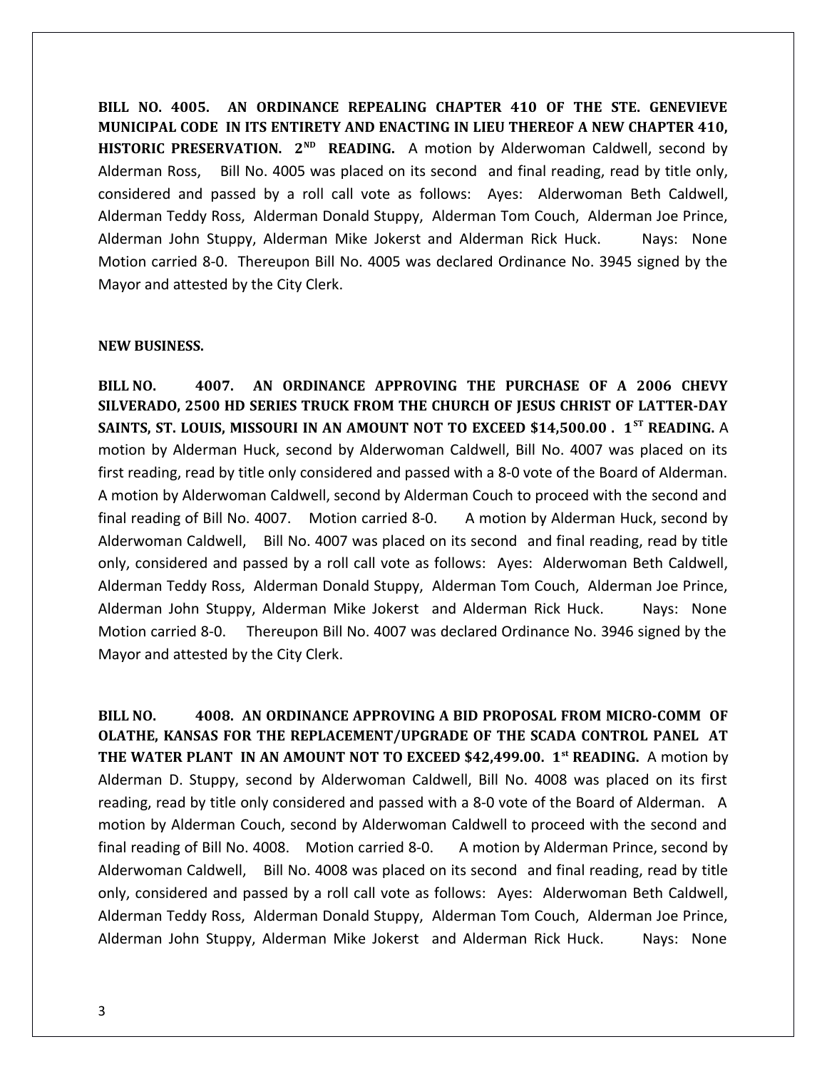**BILL NO. 4005. AN ORDINANCE REPEALING CHAPTER 410 OF THE STE. GENEVIEVE MUNICIPAL CODE IN ITS ENTIRETY AND ENACTING IN LIEU THEREOF A NEW CHAPTER 410, HISTORIC PRESERVATION. 2ND READING.** A motion by Alderwoman Caldwell, second by Alderman Ross, Bill No. 4005 was placed on its second and final reading, read by title only, considered and passed by a roll call vote as follows: Ayes: Alderwoman Beth Caldwell, Alderman Teddy Ross, Alderman Donald Stuppy, Alderman Tom Couch, Alderman Joe Prince, Alderman John Stuppy, Alderman Mike Jokerst and Alderman Rick Huck. Nays: None Motion carried 8-0. Thereupon Bill No. 4005 was declared Ordinance No. 3945 signed by the Mayor and attested by the City Clerk.

**NEW BUSINESS.**

**BILL NO. 4007. AN ORDINANCE APPROVING THE PURCHASE OF A 2006 CHEVY SILVERADO, 2500 HD SERIES TRUCK FROM THE CHURCH OF JESUS CHRIST OF LATTER-DAY SAINTS, ST. LOUIS, MISSOURI IN AN AMOUNT NOT TO EXCEED $14,500.00 . 1ST READING.** A motion by Alderman Huck, second by Alderwoman Caldwell, Bill No. 4007 was placed on its first reading, read by title only considered and passed with a 8-0 vote of the Board of Alderman. A motion by Alderwoman Caldwell, second by Alderman Couch to proceed with the second and final reading of Bill No. 4007. Motion carried 8-0. A motion by Alderman Huck, second by Alderwoman Caldwell, Bill No. 4007 was placed on its second and final reading, read by title only, considered and passed by a roll call vote as follows: Ayes: Alderwoman Beth Caldwell, Alderman Teddy Ross, Alderman Donald Stuppy, Alderman Tom Couch, Alderman Joe Prince, Alderman John Stuppy, Alderman Mike Jokerst and Alderman Rick Huck. Nays: None Motion carried 8-0. Thereupon Bill No. 4007 was declared Ordinance No. 3946 signed by the Mayor and attested by the City Clerk.

**BILL NO. 4008. AN ORDINANCE APPROVING A BID PROPOSAL FROM MICRO-COMM OF OLATHE, KANSAS FOR THE REPLACEMENT/UPGRADE OF THE SCADA CONTROL PANEL AT THE WATER PLANT IN AN AMOUNT NOT TO EXCEED $42,499.00. 1st READING.** A motion by Alderman D. Stuppy, second by Alderwoman Caldwell, Bill No. 4008 was placed on its first reading, read by title only considered and passed with a 8-0 vote of the Board of Alderman. A motion by Alderman Couch, second by Alderwoman Caldwell to proceed with the second and final reading of Bill No. 4008. Motion carried 8-0. A motion by Alderman Prince, second by Alderwoman Caldwell, Bill No. 4008 was placed on its second and final reading, read by title only, considered and passed by a roll call vote as follows: Ayes: Alderwoman Beth Caldwell, Alderman Teddy Ross, Alderman Donald Stuppy, Alderman Tom Couch, Alderman Joe Prince, Alderman John Stuppy, Alderman Mike Jokerst and Alderman Rick Huck. Nays: None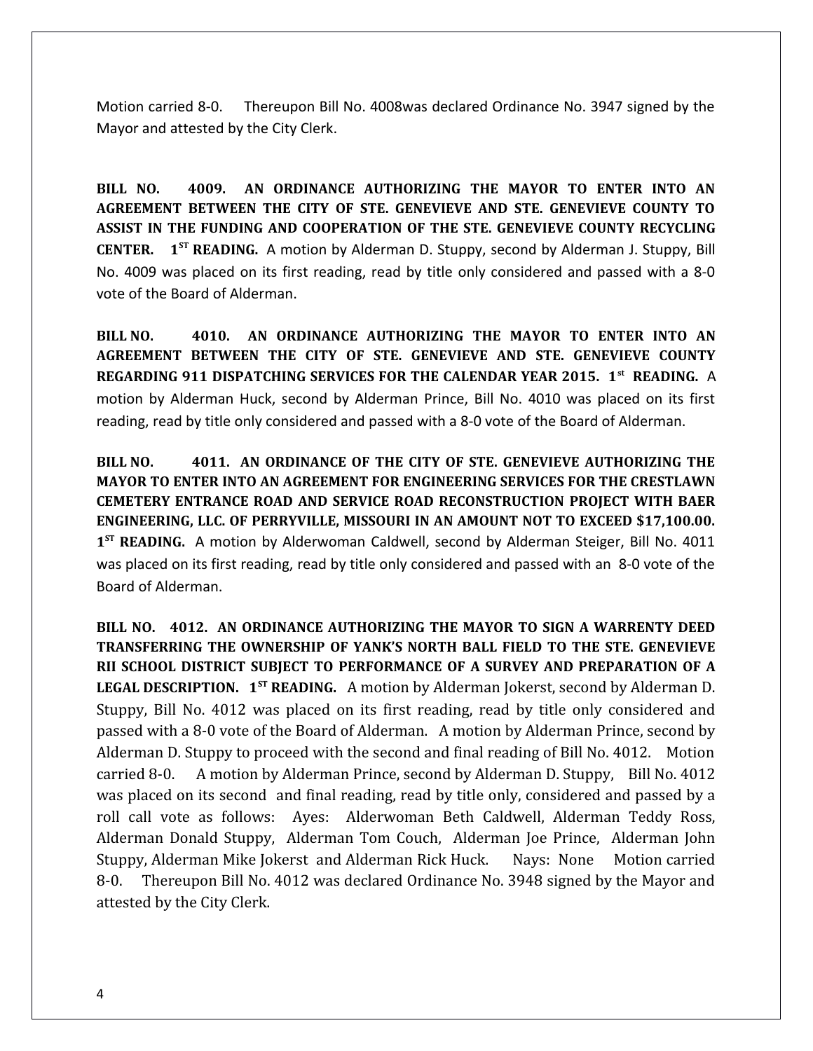Motion carried 8-0. Thereupon Bill No. 4008was declared Ordinance No. 3947 signed by the Mayor and attested by the City Clerk.

**BILL NO. 4009. AN ORDINANCE AUTHORIZING THE MAYOR TO ENTER INTO AN AGREEMENT BETWEEN THE CITY OF STE. GENEVIEVE AND STE. GENEVIEVE COUNTY TO ASSIST IN THE FUNDING AND COOPERATION OF THE STE. GENEVIEVE COUNTY RECYCLING CENTER. 1ST READING.** A motion by Alderman D. Stuppy, second by Alderman J. Stuppy, Bill No. 4009 was placed on its first reading, read by title only considered and passed with a 8-0 vote of the Board of Alderman.

**BILL NO. 4010. AN ORDINANCE AUTHORIZING THE MAYOR TO ENTER INTO AN AGREEMENT BETWEEN THE CITY OF STE. GENEVIEVE AND STE. GENEVIEVE COUNTY REGARDING 911 DISPATCHING SERVICES FOR THE CALENDAR YEAR 2015. 1st READING.** A motion by Alderman Huck, second by Alderman Prince, Bill No. 4010 was placed on its first reading, read by title only considered and passed with a 8-0 vote of the Board of Alderman.

**BILL NO. 4011. AN ORDINANCE OF THE CITY OF STE. GENEVIEVE AUTHORIZING THE MAYOR TO ENTER INTO AN AGREEMENT FOR ENGINEERING SERVICES FOR THE CRESTLAWN CEMETERY ENTRANCE ROAD AND SERVICE ROAD RECONSTRUCTION PROJECT WITH BAER ENGINEERING, LLC. OF PERRYVILLE, MISSOURI IN AN AMOUNT NOT TO EXCEED $17,100.00. 1ST READING.** A motion by Alderwoman Caldwell, second by Alderman Steiger, Bill No. 4011 was placed on its first reading, read by title only considered and passed with an 8-0 vote of the Board of Alderman.

**BILL NO. 4012. AN ORDINANCE AUTHORIZING THE MAYOR TO SIGN A WARRENTY DEED TRANSFERRING THE OWNERSHIP OF YANK'S NORTH BALL FIELD TO THE STE. GENEVIEVE RII SCHOOL DISTRICT SUBJECT TO PERFORMANCE OF A SURVEY AND PREPARATION OF A LEGAL DESCRIPTION. 1ST READING.** A motion by Alderman Jokerst, second by Alderman D. Stuppy, Bill No. 4012 was placed on its first reading, read by title only considered and passed with a 8-0 vote of the Board of Alderman. A motion by Alderman Prince, second by Alderman D. Stuppy to proceed with the second and final reading of Bill No. 4012. Motion carried 8-0. A motion by Alderman Prince, second by Alderman D. Stuppy, Bill No. 4012 was placed on its second and final reading, read by title only, considered and passed by a roll call vote as follows: Ayes: Alderwoman Beth Caldwell, Alderman Teddy Ross, Alderman Donald Stuppy, Alderman Tom Couch, Alderman Joe Prince, Alderman John Stuppy, Alderman Mike Jokerst and Alderman Rick Huck. Nays: None Motion carried 8-0. Thereupon Bill No. 4012 was declared Ordinance No. 3948 signed by the Mayor and attested by the City Clerk.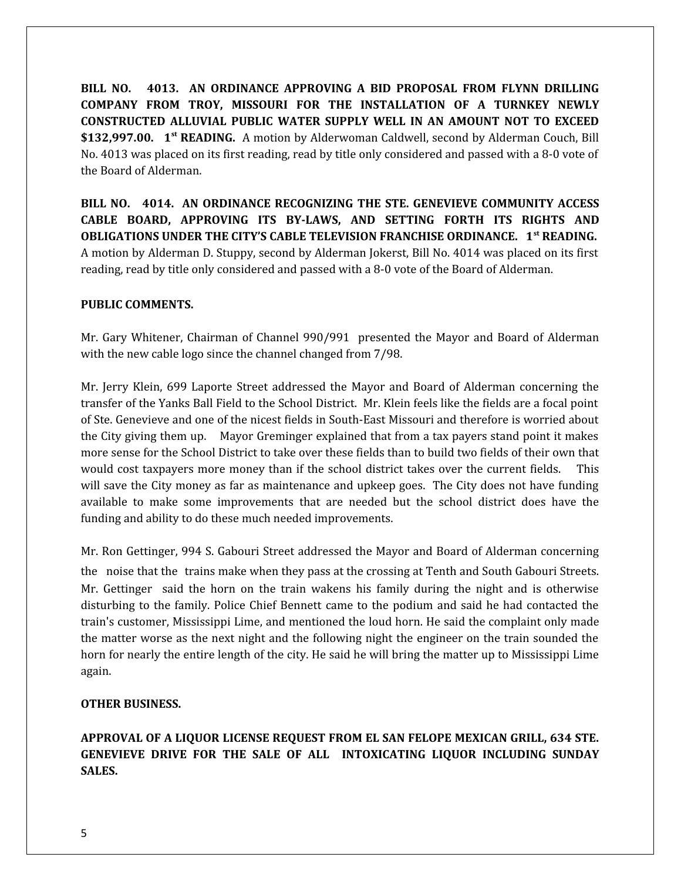**BILL NO. 4013. AN ORDINANCE APPROVING A BID PROPOSAL FROM FLYNN DRILLING COMPANY FROM TROY, MISSOURI FOR THE INSTALLATION OF A TURNKEY NEWLY CONSTRUCTED ALLUVIAL PUBLIC WATER SUPPLY WELL IN AN AMOUNT NOT TO EXCEED $132,997.00. 1st READING.** A motion by Alderwoman Caldwell, second by Alderman Couch, Bill No. 4013 was placed on its first reading, read by title only considered and passed with a 8-0 vote of the Board of Alderman.

**BILL NO. 4014. AN ORDINANCE RECOGNIZING THE STE. GENEVIEVE COMMUNITY ACCESS CABLE BOARD, APPROVING ITS BY-LAWS, AND SETTING FORTH ITS RIGHTS AND OBLIGATIONS UNDER THE CITY'S CABLE TELEVISION FRANCHISE ORDINANCE. 1st READING.** A motion by Alderman D. Stuppy, second by Alderman Jokerst, Bill No. 4014 was placed on its first reading, read by title only considered and passed with a 8-0 vote of the Board of Alderman.

**PUBLIC COMMENTS.**

Mr. Gary Whitener, Chairman of Channel 990/991 presented the Mayor and Board of Alderman with the new cable logo since the channel changed from 7/98.

Mr. Jerry Klein, 699 Laporte Street addressed the Mayor and Board of Alderman concerning the transfer of the Yanks Ball Field to the School District. Mr. Klein feels like the fields are a focal point of Ste. Genevieve and one of the nicest fields in South-East Missouri and therefore is worried about the City giving them up. Mayor Greminger explained that from a tax payers stand point it makes more sense for the School District to take over these fields than to build two fields of their own that would cost taxpayers more money than if the school district takes over the current fields. This will save the City money as far as maintenance and upkeep goes. The City does not have funding available to make some improvements that are needed but the school district does have the funding and ability to do these much needed improvements.

Mr. Ron Gettinger, 994 S. Gabouri Street addressed the Mayor and Board of Alderman concerning the noise that the trains make when they pass at the crossing at Tenth and South Gabouri Streets. Mr. Gettinger said the horn on the train wakens his family during the night and is otherwise disturbing to the family. Police Chief Bennett came to the podium and said he had contacted the train's customer, Mississippi Lime, and mentioned the loud horn. He said the complaint only made the matter worse as the next night and the following night the engineer on the train sounded the horn for nearly the entire length of the city. He said he will bring the matter up to Mississippi Lime again.

**OTHER BUSINESS.**

**APPROVAL OF A LIQUOR LICENSE REQUEST FROM EL SAN FELOPE MEXICAN GRILL, 634 STE. GENEVIEVE DRIVE FOR THE SALE OF ALL INTOXICATING LIQUOR INCLUDING SUNDAY SALES.**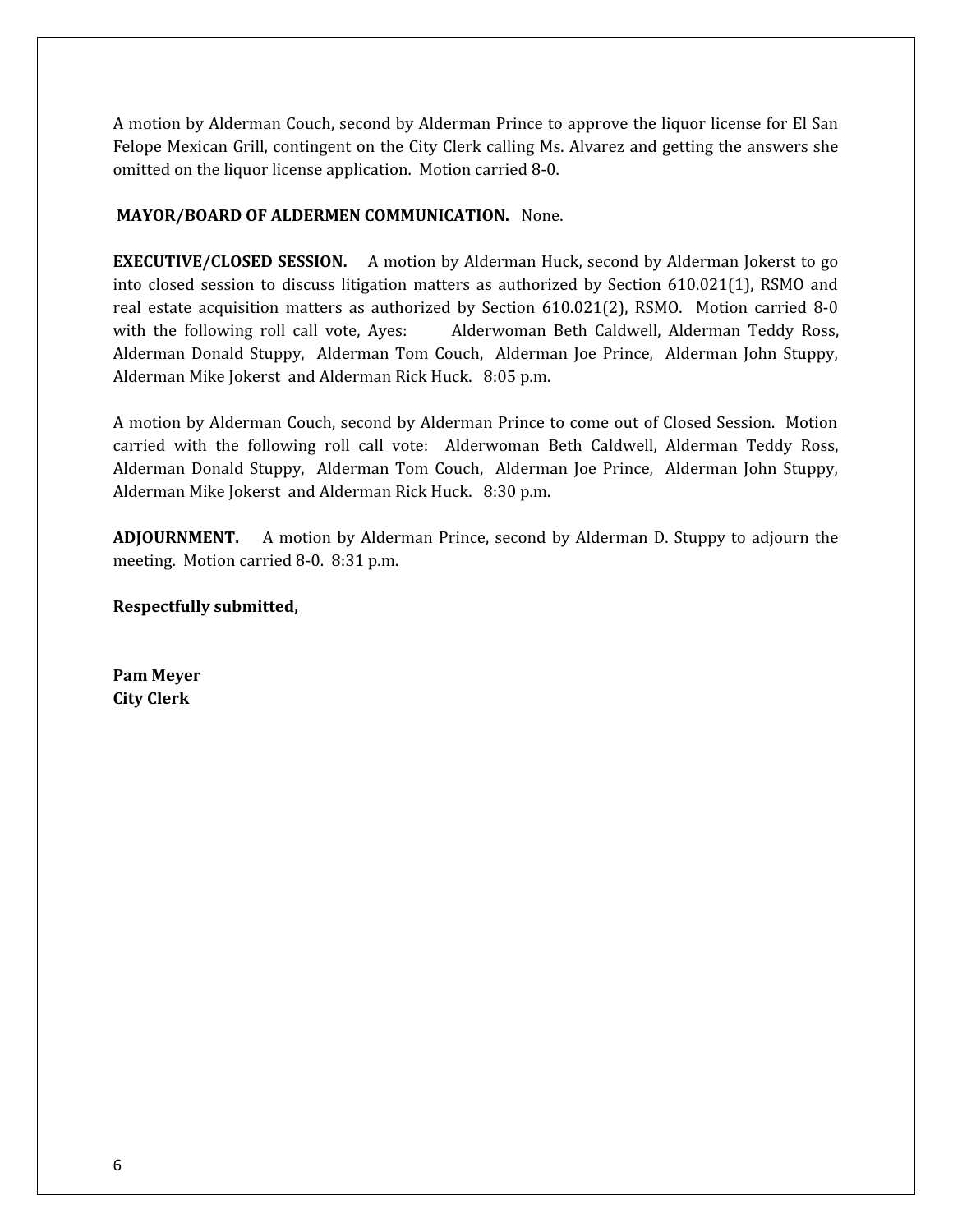A motion by Alderman Couch, second by Alderman Prince to approve the liquor license for El San Felope Mexican Grill, contingent on the City Clerk calling Ms. Alvarez and getting the answers she omitted on the liquor license application. Motion carried 8-0.

**MAYOR/BOARD OF ALDERMEN COMMUNICATION.** None.

**EXECUTIVE/CLOSED SESSION.** A motion by Alderman Huck, second by Alderman Jokerst to go into closed session to discuss litigation matters as authorized by Section 610.021(1), RSMO and real estate acquisition matters as authorized by Section 610.021(2), RSMO. Motion carried 8-0 with the following roll call vote, Ayes: Alderwoman Beth Caldwell, Alderman Teddy Ross, Alderman Donald Stuppy, Alderman Tom Couch, Alderman Joe Prince, Alderman John Stuppy, Alderman Mike Jokerst and Alderman Rick Huck. 8:05 p.m.

A motion by Alderman Couch, second by Alderman Prince to come out of Closed Session. Motion carried with the following roll call vote: Alderwoman Beth Caldwell, Alderman Teddy Ross, Alderman Donald Stuppy, Alderman Tom Couch, Alderman Joe Prince, Alderman John Stuppy, Alderman Mike Jokerst and Alderman Rick Huck. 8:30 p.m.

**ADJOURNMENT.** A motion by Alderman Prince, second by Alderman D. Stuppy to adjourn the meeting. Motion carried 8-0. 8:31 p.m.

**Respectfully submitted,**

**Pam Meyer**
**City Clerk**